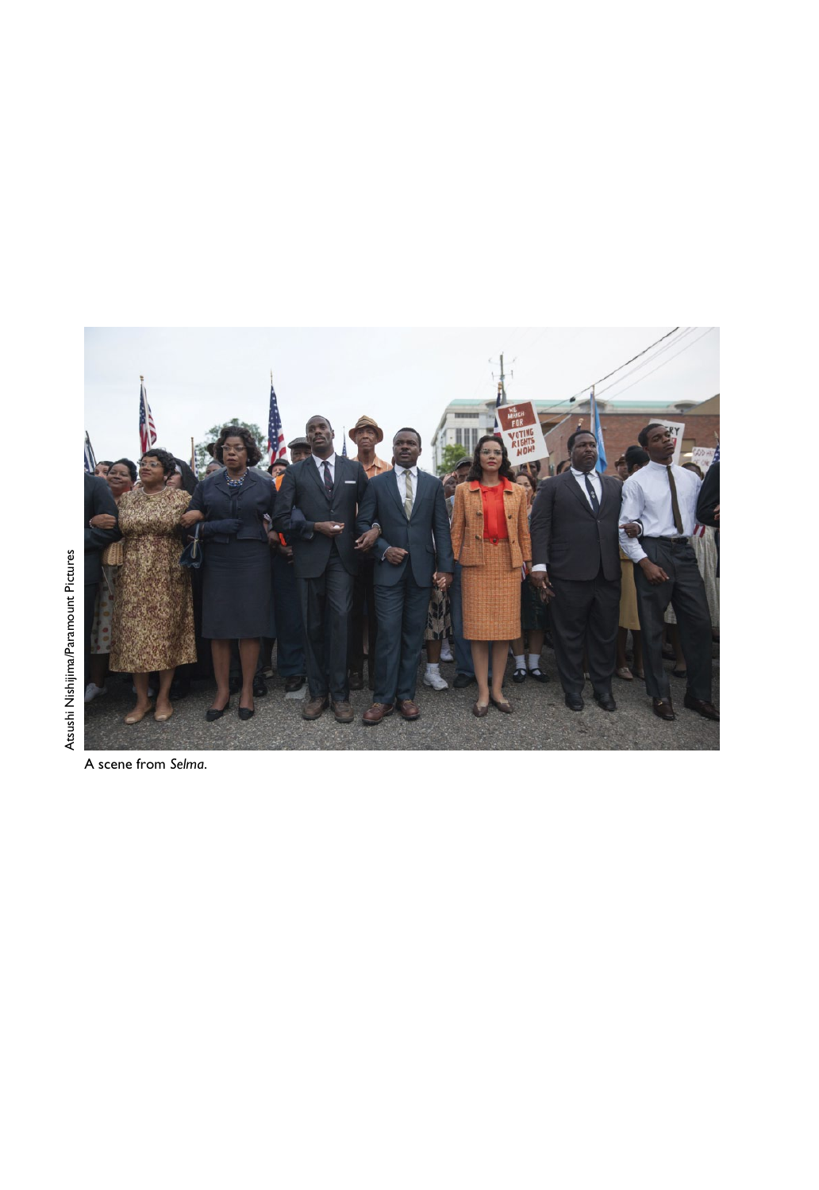Atsushi Nishijima/Paramount Pictures

A scene from *Selma*.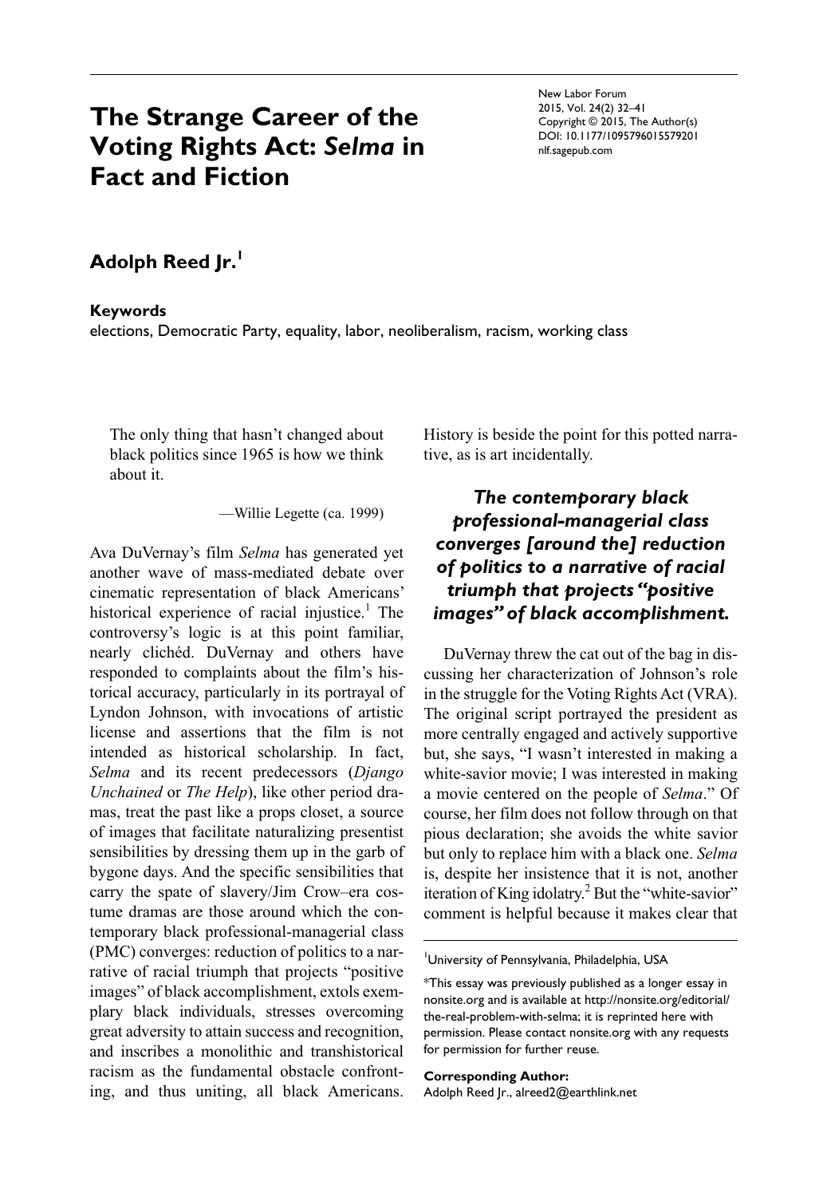# The Strange Career of the Voting Rights Act: *Selma* in Fact and Fiction

**Adolph Reed Jr.**[1]

**Keywords**

elections, Democratic Party, equality, labor, neoliberalism, racism, working class

> The only thing that hasn't changed about black politics since 1965 is how we think about it.
>
> —Willie Legette (ca. 1999)

Ava DuVernay's film *Selma* has generated yet another wave of mass-mediated debate over cinematic representation of black Americans' historical experience of racial injustice.[1] The controversy's logic is at this point familiar, nearly clichéd. DuVernay and others have responded to complaints about the film's historical accuracy, particularly in its portrayal of Lyndon Johnson, with invocations of artistic license and assertions that the film is not intended as historical scholarship. In fact, *Selma* and its recent predecessors (*Django Unchained* or *The Help*), like other period dramas, treat the past like a props closet, a source of images that facilitate naturalizing presentist sensibilities by dressing them up in the garb of bygone days. And the specific sensibilities that carry the spate of slavery/Jim Crow–era costume dramas are those around which the contemporary black professional-managerial class (PMC) converges: reduction of politics to a narrative of racial triumph that projects "positive images" of black accomplishment, extols exemplary black individuals, stresses overcoming great adversity to attain success and recognition, and inscribes a monolithic and transhistorical racism as the fundamental obstacle confronting, and thus uniting, all black Americans. History is beside the point for this potted narrative, as is art incidentally.

> ***The contemporary black professional-managerial class converges [around the] reduction of politics to a narrative of racial triumph that projects "positive images" of black accomplishment.***

DuVernay threw the cat out of the bag in discussing her characterization of Johnson's role in the struggle for the Voting Rights Act (VRA). The original script portrayed the president as more centrally engaged and actively supportive but, she says, "I wasn't interested in making a white-savior movie; I was interested in making a movie centered on the people of *Selma*." Of course, her film does not follow through on that pious declaration; she avoids the white savior but only to replace him with a black one. *Selma* is, despite her insistence that it is not, another iteration of King idolatry.[2] But the "white-savior" comment is helpful because it makes clear that

---

[1]University of Pennsylvania, Philadelphia, USA

*This essay was previously published as a longer essay in nonsite.org and is available at http://nonsite.org/editorial/the-real-problem-with-selma; it is reprinted here with permission. Please contact nonsite.org with any requests for permission for further reuse.

**Corresponding Author:**
Adolph Reed Jr., alreed2@earthlink.net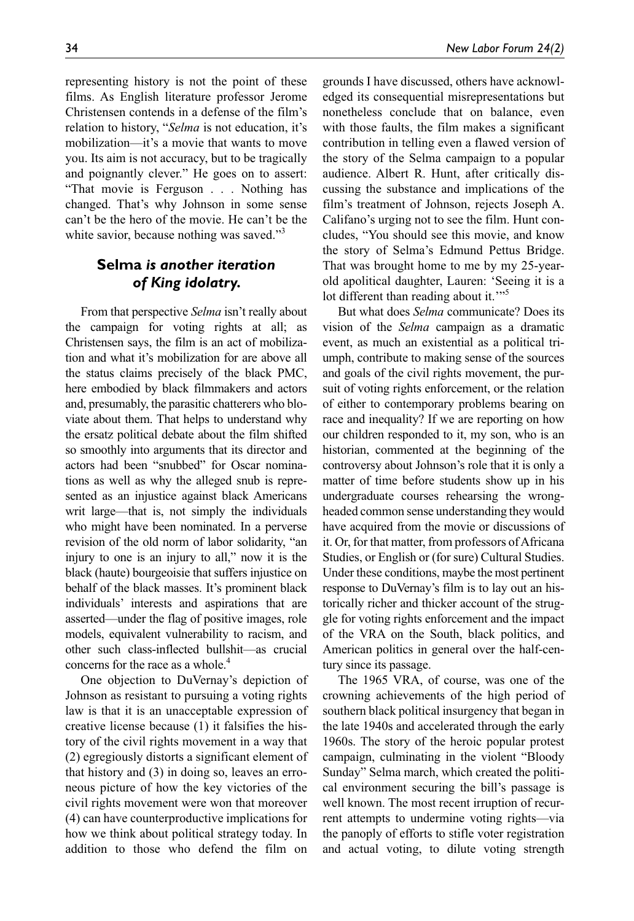representing history is not the point of these films. As English literature professor Jerome Christensen contends in a defense of the film's relation to history, "*Selma* is not education, it's mobilization—it's a movie that wants to move you. Its aim is not accuracy, but to be tragically and poignantly clever." He goes on to assert: "That movie is Ferguson . . . Nothing has changed. That's why Johnson in some sense can't be the hero of the movie. He can't be the white savior, because nothing was saved."[3]

## Selma *is another iteration of King idolatry.*

From that perspective *Selma* isn't really about the campaign for voting rights at all; as Christensen says, the film is an act of mobilization and what it's mobilization for are above all the status claims precisely of the black PMC, here embodied by black filmmakers and actors and, presumably, the parasitic chatterers who bloviate about them. That helps to understand why the ersatz political debate about the film shifted so smoothly into arguments that its director and actors had been "snubbed" for Oscar nominations as well as why the alleged snub is represented as an injustice against black Americans writ large—that is, not simply the individuals who might have been nominated. In a perverse revision of the old norm of labor solidarity, "an injury to one is an injury to all," now it is the black (haute) bourgeoisie that suffers injustice on behalf of the black masses. It's prominent black individuals' interests and aspirations that are asserted—under the flag of positive images, role models, equivalent vulnerability to racism, and other such class-inflected bullshit—as crucial concerns for the race as a whole.[4]

One objection to DuVernay's depiction of Johnson as resistant to pursuing a voting rights law is that it is an unacceptable expression of creative license because (1) it falsifies the history of the civil rights movement in a way that (2) egregiously distorts a significant element of that history and (3) in doing so, leaves an erroneous picture of how the key victories of the civil rights movement were won that moreover (4) can have counterproductive implications for how we think about political strategy today. In addition to those who defend the film on grounds I have discussed, others have acknowledged its consequential misrepresentations but nonetheless conclude that on balance, even with those faults, the film makes a significant contribution in telling even a flawed version of the story of the Selma campaign to a popular audience. Albert R. Hunt, after critically discussing the substance and implications of the film's treatment of Johnson, rejects Joseph A. Califano's urging not to see the film. Hunt concludes, "You should see this movie, and know the story of Selma's Edmund Pettus Bridge. That was brought home to me by my 25-year-old apolitical daughter, Lauren: 'Seeing it is a lot different than reading about it.'"[5]

But what does *Selma* communicate? Does its vision of the *Selma* campaign as a dramatic event, as much an existential as a political triumph, contribute to making sense of the sources and goals of the civil rights movement, the pursuit of voting rights enforcement, or the relation of either to contemporary problems bearing on race and inequality? If we are reporting on how our children responded to it, my son, who is an historian, commented at the beginning of the controversy about Johnson's role that it is only a matter of time before students show up in his undergraduate courses rehearsing the wrongheaded common sense understanding they would have acquired from the movie or discussions of it. Or, for that matter, from professors of Africana Studies, or English or (for sure) Cultural Studies. Under these conditions, maybe the most pertinent response to DuVernay's film is to lay out an historically richer and thicker account of the struggle for voting rights enforcement and the impact of the VRA on the South, black politics, and American politics in general over the half-century since its passage.

The 1965 VRA, of course, was one of the crowning achievements of the high period of southern black political insurgency that began in the late 1940s and accelerated through the early 1960s. The story of the heroic popular protest campaign, culminating in the violent "Bloody Sunday" Selma march, which created the political environment securing the bill's passage is well known. The most recent irruption of recurrent attempts to undermine voting rights—via the panoply of efforts to stifle voter registration and actual voting, to dilute voting strength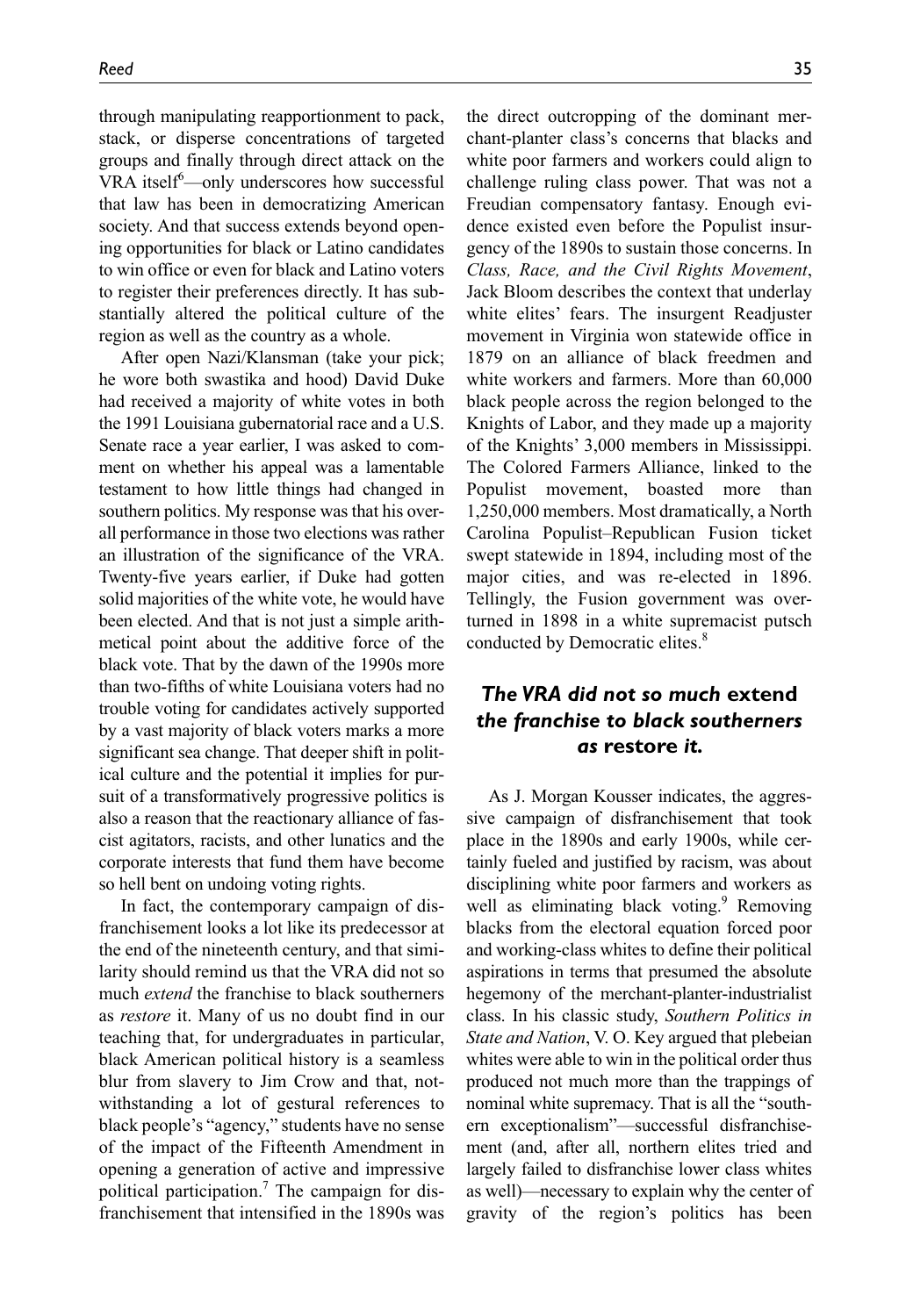through manipulating reapportionment to pack, stack, or disperse concentrations of targeted groups and finally through direct attack on the VRA itself[6]—only underscores how successful that law has been in democratizing American society. And that success extends beyond opening opportunities for black or Latino candidates to win office or even for black and Latino voters to register their preferences directly. It has substantially altered the political culture of the region as well as the country as a whole.

After open Nazi/Klansman (take your pick; he wore both swastika and hood) David Duke had received a majority of white votes in both the 1991 Louisiana gubernatorial race and a U.S. Senate race a year earlier, I was asked to comment on whether his appeal was a lamentable testament to how little things had changed in southern politics. My response was that his overall performance in those two elections was rather an illustration of the significance of the VRA. Twenty-five years earlier, if Duke had gotten solid majorities of the white vote, he would have been elected. And that is not just a simple arithmetical point about the additive force of the black vote. That by the dawn of the 1990s more than two-fifths of white Louisiana voters had no trouble voting for candidates actively supported by a vast majority of black voters marks a more significant sea change. That deeper shift in political culture and the potential it implies for pursuit of a transformatively progressive politics is also a reason that the reactionary alliance of fascist agitators, racists, and other lunatics and the corporate interests that fund them have become so hell bent on undoing voting rights.

In fact, the contemporary campaign of disfranchisement looks a lot like its predecessor at the end of the nineteenth century, and that similarity should remind us that the VRA did not so much *extend* the franchise to black southerners as *restore* it. Many of us no doubt find in our teaching that, for undergraduates in particular, black American political history is a seamless blur from slavery to Jim Crow and that, notwithstanding a lot of gestural references to black people's "agency," students have no sense of the impact of the Fifteenth Amendment in opening a generation of active and impressive political participation.[7] The campaign for disfranchisement that intensified in the 1890s was the direct outcropping of the dominant merchant-planter class's concerns that blacks and white poor farmers and workers could align to challenge ruling class power. That was not a Freudian compensatory fantasy. Enough evidence existed even before the Populist insurgency of the 1890s to sustain those concerns. In *Class, Race, and the Civil Rights Movement*, Jack Bloom describes the context that underlay white elites' fears. The insurgent Readjuster movement in Virginia won statewide office in 1879 on an alliance of black freedmen and white workers and farmers. More than 60,000 black people across the region belonged to the Knights of Labor, and they made up a majority of the Knights' 3,000 members in Mississippi. The Colored Farmers Alliance, linked to the Populist movement, boasted more than 1,250,000 members. Most dramatically, a North Carolina Populist–Republican Fusion ticket swept statewide in 1894, including most of the major cities, and was re-elected in 1896. Tellingly, the Fusion government was overturned in 1898 in a white supremacist putsch conducted by Democratic elites.[8]

### *The VRA did not so much* extend *the franchise to black southerners as* restore *it.*

As J. Morgan Kousser indicates, the aggressive campaign of disfranchisement that took place in the 1890s and early 1900s, while certainly fueled and justified by racism, was about disciplining white poor farmers and workers as well as eliminating black voting.[9] Removing blacks from the electoral equation forced poor and working-class whites to define their political aspirations in terms that presumed the absolute hegemony of the merchant-planter-industrialist class. In his classic study, *Southern Politics in State and Nation*, V. O. Key argued that plebeian whites were able to win in the political order thus produced not much more than the trappings of nominal white supremacy. That is all the "southern exceptionalism"—successful disfranchisement (and, after all, northern elites tried and largely failed to disfranchise lower class whites as well)—necessary to explain why the center of gravity of the region's politics has been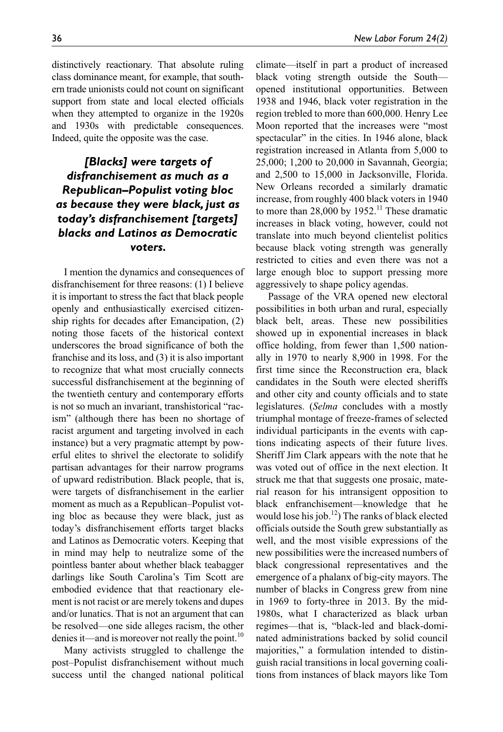distinctively reactionary. That absolute ruling class dominance meant, for example, that southern trade unionists could not count on significant support from state and local elected officials when they attempted to organize in the 1920s and 1930s with predictable consequences. Indeed, quite the opposite was the case.

> ***[Blacks] were targets of disfranchisement as much as a Republican–Populist voting bloc as because they were black, just as today's disfranchisement [targets] blacks and Latinos as Democratic voters.***

I mention the dynamics and consequences of disfranchisement for three reasons: (1) I believe it is important to stress the fact that black people openly and enthusiastically exercised citizenship rights for decades after Emancipation, (2) noting those facets of the historical context underscores the broad significance of both the franchise and its loss, and (3) it is also important to recognize that what most crucially connects successful disfranchisement at the beginning of the twentieth century and contemporary efforts is not so much an invariant, transhistorical "racism" (although there has been no shortage of racist argument and targeting involved in each instance) but a very pragmatic attempt by powerful elites to shrivel the electorate to solidify partisan advantages for their narrow programs of upward redistribution. Black people, that is, were targets of disfranchisement in the earlier moment as much as a Republican–Populist voting bloc as because they were black, just as today's disfranchisement efforts target blacks and Latinos as Democratic voters. Keeping that in mind may help to neutralize some of the pointless banter about whether black teabagger darlings like South Carolina's Tim Scott are embodied evidence that that reactionary element is not racist or are merely tokens and dupes and/or lunatics. That is not an argument that can be resolved—one side alleges racism, the other denies it—and is moreover not really the point.[10]

Many activists struggled to challenge the post–Populist disfranchisement without much success until the changed national political climate—itself in part a product of increased black voting strength outside the South—opened institutional opportunities. Between 1938 and 1946, black voter registration in the region trebled to more than 600,000. Henry Lee Moon reported that the increases were "most spectacular" in the cities. In 1946 alone, black registration increased in Atlanta from 5,000 to 25,000; 1,200 to 20,000 in Savannah, Georgia; and 2,500 to 15,000 in Jacksonville, Florida. New Orleans recorded a similarly dramatic increase, from roughly 400 black voters in 1940 to more than 28,000 by 1952.[11] These dramatic increases in black voting, however, could not translate into much beyond clientelist politics because black voting strength was generally restricted to cities and even there was not a large enough bloc to support pressing more aggressively to shape policy agendas.

Passage of the VRA opened new electoral possibilities in both urban and rural, especially black belt, areas. These new possibilities showed up in exponential increases in black office holding, from fewer than 1,500 nationally in 1970 to nearly 8,900 in 1998. For the first time since the Reconstruction era, black candidates in the South were elected sheriffs and other city and county officials and to state legislatures. (*Selma* concludes with a mostly triumphal montage of freeze-frames of selected individual participants in the events with captions indicating aspects of their future lives. Sheriff Jim Clark appears with the note that he was voted out of office in the next election. It struck me that that suggests one prosaic, material reason for his intransigent opposition to black enfranchisement—knowledge that he would lose his job.[12]) The ranks of black elected officials outside the South grew substantially as well, and the most visible expressions of the new possibilities were the increased numbers of black congressional representatives and the emergence of a phalanx of big-city mayors. The number of blacks in Congress grew from nine in 1969 to forty-three in 2013. By the mid-1980s, what I characterized as black urban regimes—that is, "black-led and black-dominated administrations backed by solid council majorities," a formulation intended to distinguish racial transitions in local governing coalitions from instances of black mayors like Tom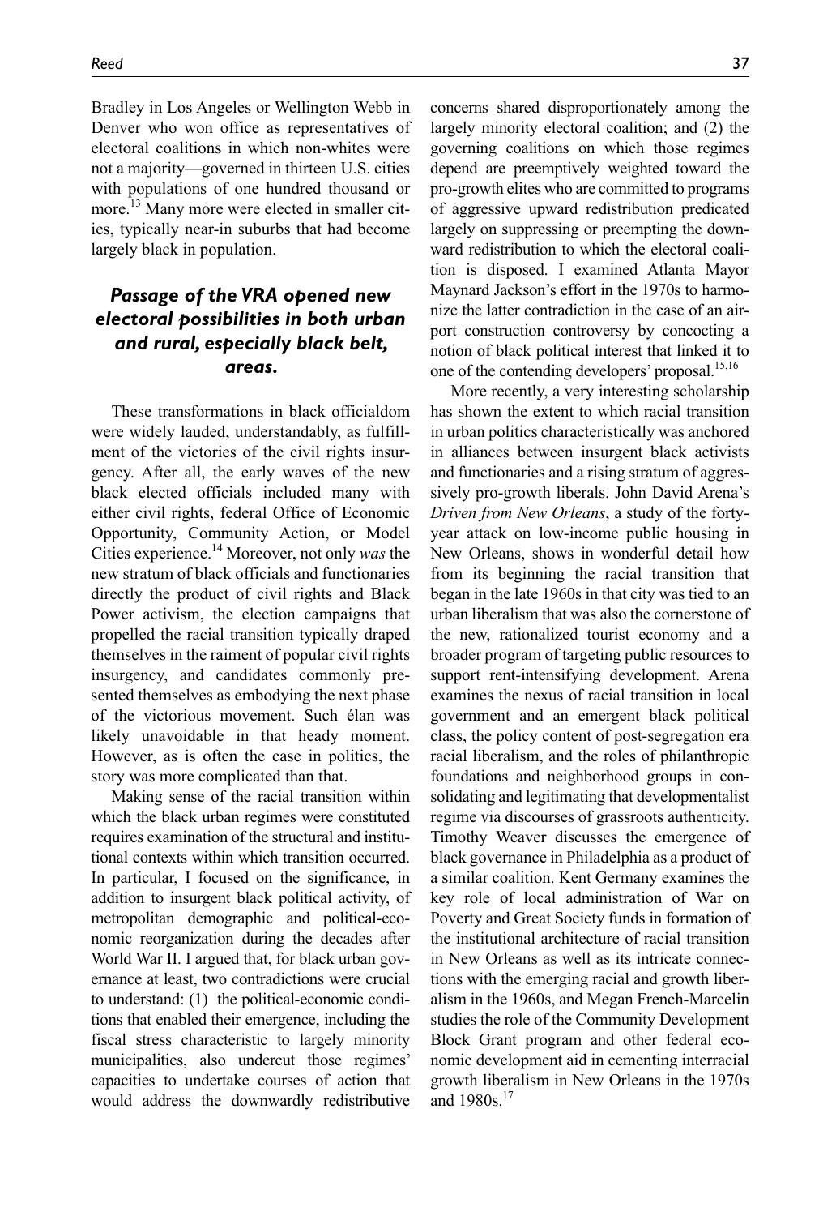Bradley in Los Angeles or Wellington Webb in Denver who won office as representatives of electoral coalitions in which non-whites were not a majority—governed in thirteen U.S. cities with populations of one hundred thousand or more.[13] Many more were elected in smaller cities, typically near-in suburbs that had become largely black in population.

### *Passage of the VRA opened new electoral possibilities in both urban and rural, especially black belt, areas.*

These transformations in black officialdom were widely lauded, understandably, as fulfillment of the victories of the civil rights insurgency. After all, the early waves of the new black elected officials included many with either civil rights, federal Office of Economic Opportunity, Community Action, or Model Cities experience.[14] Moreover, not only *was* the new stratum of black officials and functionaries directly the product of civil rights and Black Power activism, the election campaigns that propelled the racial transition typically draped themselves in the raiment of popular civil rights insurgency, and candidates commonly presented themselves as embodying the next phase of the victorious movement. Such élan was likely unavoidable in that heady moment. However, as is often the case in politics, the story was more complicated than that.

Making sense of the racial transition within which the black urban regimes were constituted requires examination of the structural and institutional contexts within which transition occurred. In particular, I focused on the significance, in addition to insurgent black political activity, of metropolitan demographic and political-economic reorganization during the decades after World War II. I argued that, for black urban governance at least, two contradictions were crucial to understand: (1) the political-economic conditions that enabled their emergence, including the fiscal stress characteristic to largely minority municipalities, also undercut those regimes' capacities to undertake courses of action that would address the downwardly redistributive concerns shared disproportionately among the largely minority electoral coalition; and (2) the governing coalitions on which those regimes depend are preemptively weighted toward the pro-growth elites who are committed to programs of aggressive upward redistribution predicated largely on suppressing or preempting the downward redistribution to which the electoral coalition is disposed. I examined Atlanta Mayor Maynard Jackson's effort in the 1970s to harmonize the latter contradiction in the case of an airport construction controversy by concocting a notion of black political interest that linked it to one of the contending developers' proposal.[15,16]

More recently, a very interesting scholarship has shown the extent to which racial transition in urban politics characteristically was anchored in alliances between insurgent black activists and functionaries and a rising stratum of aggressively pro-growth liberals. John David Arena's *Driven from New Orleans*, a study of the forty-year attack on low-income public housing in New Orleans, shows in wonderful detail how from its beginning the racial transition that began in the late 1960s in that city was tied to an urban liberalism that was also the cornerstone of the new, rationalized tourist economy and a broader program of targeting public resources to support rent-intensifying development. Arena examines the nexus of racial transition in local government and an emergent black political class, the policy content of post-segregation era racial liberalism, and the roles of philanthropic foundations and neighborhood groups in consolidating and legitimating that developmentalist regime via discourses of grassroots authenticity. Timothy Weaver discusses the emergence of black governance in Philadelphia as a product of a similar coalition. Kent Germany examines the key role of local administration of War on Poverty and Great Society funds in formation of the institutional architecture of racial transition in New Orleans as well as its intricate connections with the emerging racial and growth liberalism in the 1960s, and Megan French-Marcelin studies the role of the Community Development Block Grant program and other federal economic development aid in cementing interracial growth liberalism in New Orleans in the 1970s and 1980s.[17]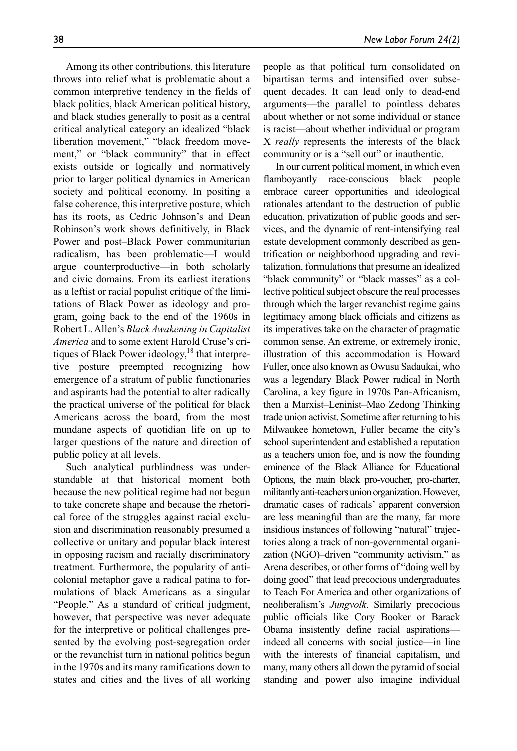Among its other contributions, this literature throws into relief what is problematic about a common interpretive tendency in the fields of black politics, black American political history, and black studies generally to posit as a central critical analytical category an idealized "black liberation movement," "black freedom movement," or "black community" that in effect exists outside or logically and normatively prior to larger political dynamics in American society and political economy. In positing a false coherence, this interpretive posture, which has its roots, as Cedric Johnson's and Dean Robinson's work shows definitively, in Black Power and post–Black Power communitarian radicalism, has been problematic—I would argue counterproductive—in both scholarly and civic domains. From its earliest iterations as a leftist or racial populist critique of the limitations of Black Power as ideology and program, going back to the end of the 1960s in Robert L. Allen's *Black Awakening in Capitalist America* and to some extent Harold Cruse's critiques of Black Power ideology,[18] that interpretive posture preempted recognizing how emergence of a stratum of public functionaries and aspirants had the potential to alter radically the practical universe of the political for black Americans across the board, from the most mundane aspects of quotidian life on up to larger questions of the nature and direction of public policy at all levels.

Such analytical purblindness was understandable at that historical moment both because the new political regime had not begun to take concrete shape and because the rhetorical force of the struggles against racial exclusion and discrimination reasonably presumed a collective or unitary and popular black interest in opposing racism and racially discriminatory treatment. Furthermore, the popularity of anticolonial metaphor gave a radical patina to formulations of black Americans as a singular "People." As a standard of critical judgment, however, that perspective was never adequate for the interpretive or political challenges presented by the evolving post-segregation order or the revanchist turn in national politics begun in the 1970s and its many ramifications down to states and cities and the lives of all working people as that political turn consolidated on bipartisan terms and intensified over subsequent decades. It can lead only to dead-end arguments—the parallel to pointless debates about whether or not some individual or stance is racist—about whether individual or program X *really* represents the interests of the black community or is a "sell out" or inauthentic.

In our current political moment, in which even flamboyantly race-conscious black people embrace career opportunities and ideological rationales attendant to the destruction of public education, privatization of public goods and services, and the dynamic of rent-intensifying real estate development commonly described as gentrification or neighborhood upgrading and revitalization, formulations that presume an idealized "black community" or "black masses" as a collective political subject obscure the real processes through which the larger revanchist regime gains legitimacy among black officials and citizens as its imperatives take on the character of pragmatic common sense. An extreme, or extremely ironic, illustration of this accommodation is Howard Fuller, once also known as Owusu Sadaukai, who was a legendary Black Power radical in North Carolina, a key figure in 1970s Pan-Africanism, then a Marxist–Leninist–Mao Zedong Thinking trade union activist. Sometime after returning to his Milwaukee hometown, Fuller became the city's school superintendent and established a reputation as a teachers union foe, and is now the founding eminence of the Black Alliance for Educational Options, the main black pro-voucher, pro-charter, militantly anti-teachers union organization. However, dramatic cases of radicals' apparent conversion are less meaningful than are the many, far more insidious instances of following "natural" trajectories along a track of non-governmental organization (NGO)–driven "community activism," as Arena describes, or other forms of "doing well by doing good" that lead precocious undergraduates to Teach For America and other organizations of neoliberalism's *Jungvolk*. Similarly precocious public officials like Cory Booker or Barack Obama insistently define racial aspirations—indeed all concerns with social justice—in line with the interests of financial capitalism, and many, many others all down the pyramid of social standing and power also imagine individual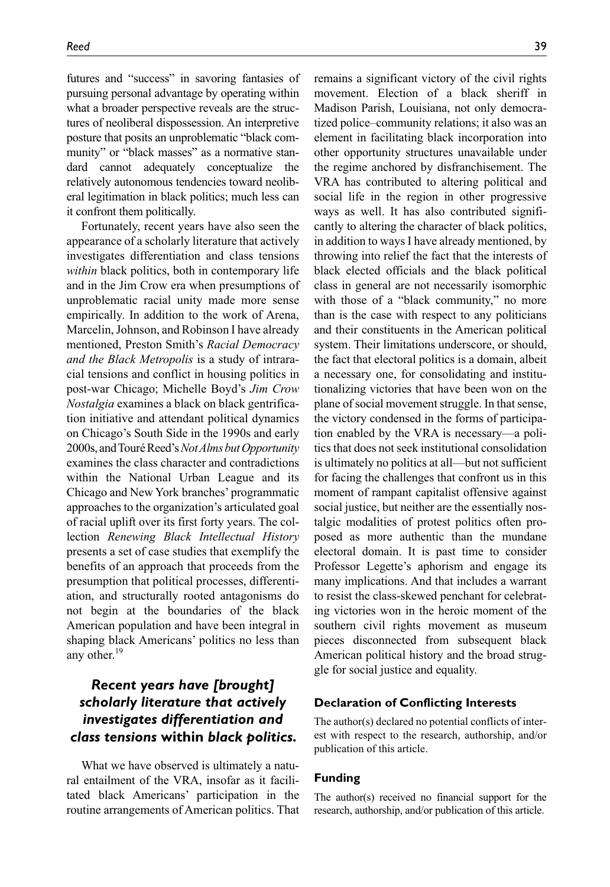futures and "success" in savoring fantasies of pursuing personal advantage by operating within what a broader perspective reveals are the structures of neoliberal dispossession. An interpretive posture that posits an unproblematic "black community" or "black masses" as a normative standard cannot adequately conceptualize the relatively autonomous tendencies toward neoliberal legitimation in black politics; much less can it confront them politically.

Fortunately, recent years have also seen the appearance of a scholarly literature that actively investigates differentiation and class tensions *within* black politics, both in contemporary life and in the Jim Crow era when presumptions of unproblematic racial unity made more sense empirically. In addition to the work of Arena, Marcelin, Johnson, and Robinson I have already mentioned, Preston Smith's *Racial Democracy and the Black Metropolis* is a study of intraracial tensions and conflict in housing politics in post-war Chicago; Michelle Boyd's *Jim Crow Nostalgia* examines a black on black gentrification initiative and attendant political dynamics on Chicago's South Side in the 1990s and early 2000s, and Touré Reed's *Not Alms but Opportunity* examines the class character and contradictions within the National Urban League and its Chicago and New York branches' programmatic approaches to the organization's articulated goal of racial uplift over its first forty years. The collection *Renewing Black Intellectual History* presents a set of case studies that exemplify the benefits of an approach that proceeds from the presumption that political processes, differentiation, and structurally rooted antagonisms do not begin at the boundaries of the black American population and have been integral in shaping black Americans' politics no less than any other.[19]

> ***Recent years have [brought] scholarly literature that actively investigates differentiation and class tensions* within *black politics.***

What we have observed is ultimately a natural entailment of the VRA, insofar as it facilitated black Americans' participation in the routine arrangements of American politics. That remains a significant victory of the civil rights movement. Election of a black sheriff in Madison Parish, Louisiana, not only democratized police–community relations; it also was an element in facilitating black incorporation into other opportunity structures unavailable under the regime anchored by disfranchisement. The VRA has contributed to altering political and social life in the region in other progressive ways as well. It has also contributed significantly to altering the character of black politics, in addition to ways I have already mentioned, by throwing into relief the fact that the interests of black elected officials and the black political class in general are not necessarily isomorphic with those of a "black community," no more than is the case with respect to any politicians and their constituents in the American political system. Their limitations underscore, or should, the fact that electoral politics is a domain, albeit a necessary one, for consolidating and institutionalizing victories that have been won on the plane of social movement struggle. In that sense, the victory condensed in the forms of participation enabled by the VRA is necessary—a politics that does not seek institutional consolidation is ultimately no politics at all—but not sufficient for facing the challenges that confront us in this moment of rampant capitalist offensive against social justice, but neither are the essentially nostalgic modalities of protest politics often proposed as more authentic than the mundane electoral domain. It is past time to consider Professor Legette's aphorism and engage its many implications. And that includes a warrant to resist the class-skewed penchant for celebrating victories won in the heroic moment of the southern civil rights movement as museum pieces disconnected from subsequent black American political history and the broad struggle for social justice and equality.

#### Declaration of Conflicting Interests

The author(s) declared no potential conflicts of interest with respect to the research, authorship, and/or publication of this article.

#### Funding

The author(s) received no financial support for the research, authorship, and/or publication of this article.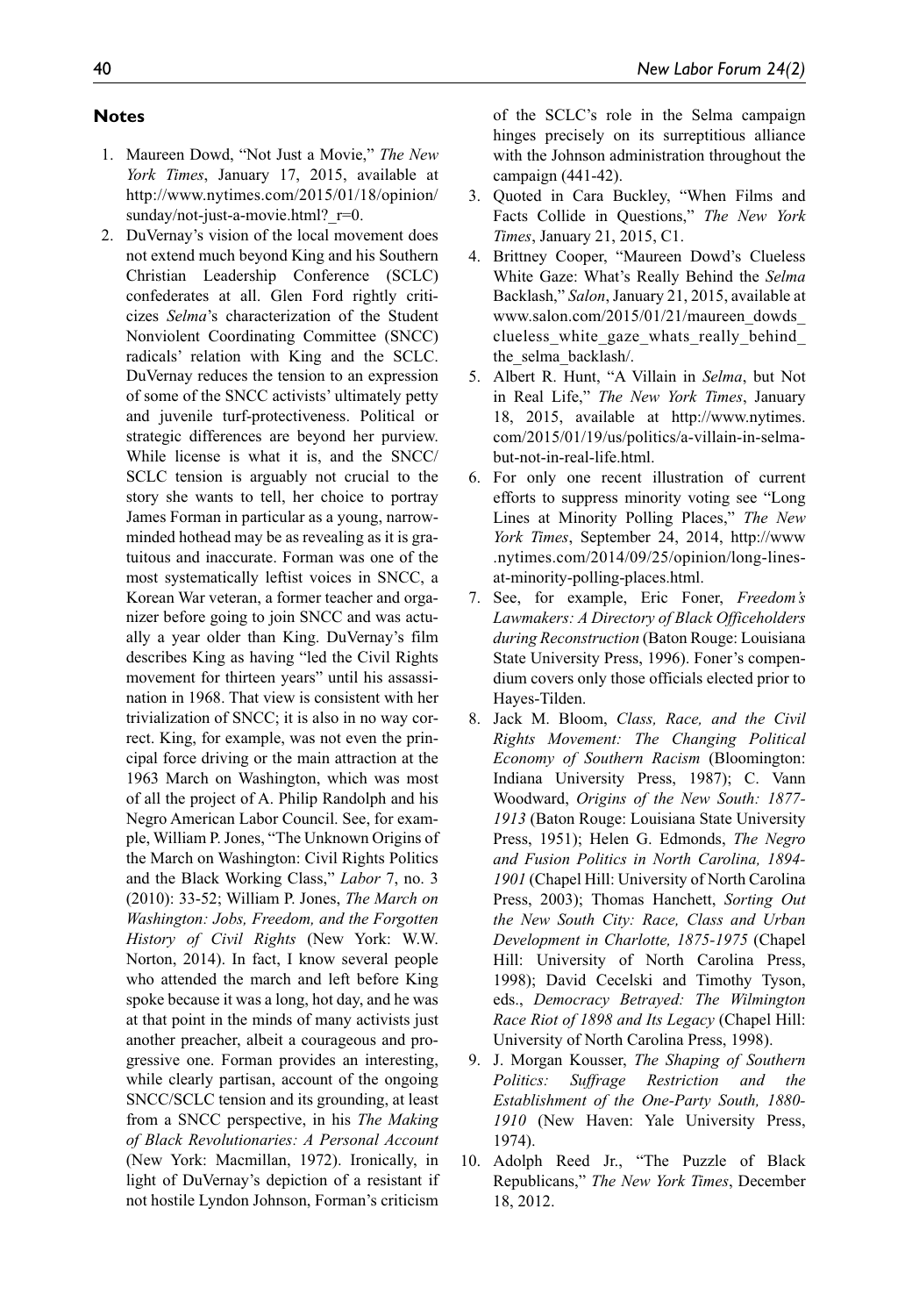## Notes

1. Maureen Dowd, "Not Just a Movie," *The New York Times*, January 17, 2015, available at http://www.nytimes.com/2015/01/18/opinion/sunday/not-just-a-movie.html?_r=0.
2. DuVernay's vision of the local movement does not extend much beyond King and his Southern Christian Leadership Conference (SCLC) confederates at all. Glen Ford rightly criticizes *Selma*'s characterization of the Student Nonviolent Coordinating Committee (SNCC) radicals' relation with King and the SCLC. DuVernay reduces the tension to an expression of some of the SNCC activists' ultimately petty and juvenile turf-protectiveness. Political or strategic differences are beyond her purview. While license is what it is, and the SNCC/SCLC tension is arguably not crucial to the story she wants to tell, her choice to portray James Forman in particular as a young, narrow-minded hothead may be as revealing as it is gratuitous and inaccurate. Forman was one of the most systematically leftist voices in SNCC, a Korean War veteran, a former teacher and organizer before going to join SNCC and was actually a year older than King. DuVernay's film describes King as having "led the Civil Rights movement for thirteen years" until his assassination in 1968. That view is consistent with her trivialization of SNCC; it is also in no way correct. King, for example, was not even the principal force driving or the main attraction at the 1963 March on Washington, which was most of all the project of A. Philip Randolph and his Negro American Labor Council. See, for example, William P. Jones, "The Unknown Origins of the March on Washington: Civil Rights Politics and the Black Working Class," *Labor* 7, no. 3 (2010): 33-52; William P. Jones, *The March on Washington: Jobs, Freedom, and the Forgotten History of Civil Rights* (New York: W.W. Norton, 2014). In fact, I know several people who attended the march and left before King spoke because it was a long, hot day, and he was at that point in the minds of many activists just another preacher, albeit a courageous and progressive one. Forman provides an interesting, while clearly partisan, account of the ongoing SNCC/SCLC tension and its grounding, at least from a SNCC perspective, in his *The Making of Black Revolutionaries: A Personal Account* (New York: Macmillan, 1972). Ironically, in light of DuVernay's depiction of a resistant if not hostile Lyndon Johnson, Forman's criticism of the SCLC's role in the Selma campaign hinges precisely on its surreptitious alliance with the Johnson administration throughout the campaign (441-42).
3. Quoted in Cara Buckley, "When Films and Facts Collide in Questions," *The New York Times*, January 21, 2015, C1.
4. Brittney Cooper, "Maureen Dowd's Clueless White Gaze: What's Really Behind the *Selma* Backlash," *Salon*, January 21, 2015, available at www.salon.com/2015/01/21/maureen_dowds_clueless_white_gaze_whats_really_behind_the_selma_backlash/.
5. Albert R. Hunt, "A Villain in *Selma*, but Not in Real Life," *The New York Times*, January 18, 2015, available at http://www.nytimes.com/2015/01/19/us/politics/a-villain-in-selma-but-not-in-real-life.html.
6. For only one recent illustration of current efforts to suppress minority voting see "Long Lines at Minority Polling Places," *The New York Times*, September 24, 2014, http://www.nytimes.com/2014/09/25/opinion/long-lines-at-minority-polling-places.html.
7. See, for example, Eric Foner, *Freedom's Lawmakers: A Directory of Black Officeholders during Reconstruction* (Baton Rouge: Louisiana State University Press, 1996). Foner's compendium covers only those officials elected prior to Hayes-Tilden.
8. Jack M. Bloom, *Class, Race, and the Civil Rights Movement: The Changing Political Economy of Southern Racism* (Bloomington: Indiana University Press, 1987); C. Vann Woodward, *Origins of the New South: 1877-1913* (Baton Rouge: Louisiana State University Press, 1951); Helen G. Edmonds, *The Negro and Fusion Politics in North Carolina, 1894-1901* (Chapel Hill: University of North Carolina Press, 2003); Thomas Hanchett, *Sorting Out the New South City: Race, Class and Urban Development in Charlotte, 1875-1975* (Chapel Hill: University of North Carolina Press, 1998); David Cecelski and Timothy Tyson, eds., *Democracy Betrayed: The Wilmington Race Riot of 1898 and Its Legacy* (Chapel Hill: University of North Carolina Press, 1998).
9. J. Morgan Kousser, *The Shaping of Southern Politics: Suffrage Restriction and the Establishment of the One-Party South, 1880-1910* (New Haven: Yale University Press, 1974).
10. Adolph Reed Jr., "The Puzzle of Black Republicans," *The New York Times*, December 18, 2012.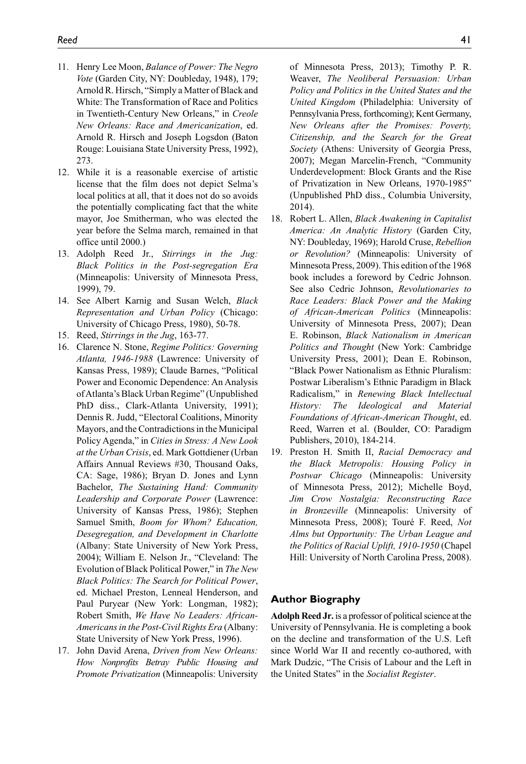11. Henry Lee Moon, *Balance of Power: The Negro Vote* (Garden City, NY: Doubleday, 1948), 179; Arnold R. Hirsch, "Simply a Matter of Black and White: The Transformation of Race and Politics in Twentieth-Century New Orleans," in *Creole New Orleans: Race and Americanization*, ed. Arnold R. Hirsch and Joseph Logsdon (Baton Rouge: Louisiana State University Press, 1992), 273.
12. While it is a reasonable exercise of artistic license that the film does not depict Selma's local politics at all, that it does not do so avoids the potentially complicating fact that the white mayor, Joe Smitherman, who was elected the year before the Selma march, remained in that office until 2000.)
13. Adolph Reed Jr., *Stirrings in the Jug: Black Politics in the Post-segregation Era* (Minneapolis: University of Minnesota Press, 1999), 79.
14. See Albert Karnig and Susan Welch, *Black Representation and Urban Policy* (Chicago: University of Chicago Press, 1980), 50-78.
15. Reed, *Stirrings in the Jug*, 163-77.
16. Clarence N. Stone, *Regime Politics: Governing Atlanta, 1946-1988* (Lawrence: University of Kansas Press, 1989); Claude Barnes, "Political Power and Economic Dependence: An Analysis of Atlanta's Black Urban Regime" (Unpublished PhD diss., Clark-Atlanta University, 1991); Dennis R. Judd, "Electoral Coalitions, Minority Mayors, and the Contradictions in the Municipal Policy Agenda," in *Cities in Stress: A New Look at the Urban Crisis*, ed. Mark Gottdiener (Urban Affairs Annual Reviews #30, Thousand Oaks, CA: Sage, 1986); Bryan D. Jones and Lynn Bachelor, *The Sustaining Hand: Community Leadership and Corporate Power* (Lawrence: University of Kansas Press, 1986); Stephen Samuel Smith, *Boom for Whom? Education, Desegregation, and Development in Charlotte* (Albany: State University of New York Press, 2004); William E. Nelson Jr., "Cleveland: The Evolution of Black Political Power," in *The New Black Politics: The Search for Political Power*, ed. Michael Preston, Lenneal Henderson, and Paul Puryear (New York: Longman, 1982); Robert Smith, *We Have No Leaders: African-Americans in the Post-Civil Rights Era* (Albany: State University of New York Press, 1996).
17. John David Arena, *Driven from New Orleans: How Nonprofits Betray Public Housing and Promote Privatization* (Minneapolis: University of Minnesota Press, 2013); Timothy P. R. Weaver, *The Neoliberal Persuasion: Urban Policy and Politics in the United States and the United Kingdom* (Philadelphia: University of Pennsylvania Press, forthcoming); Kent Germany, *New Orleans after the Promises: Poverty, Citizenship, and the Search for the Great Society* (Athens: University of Georgia Press, 2007); Megan Marcelin-French, "Community Underdevelopment: Block Grants and the Rise of Privatization in New Orleans, 1970-1985" (Unpublished PhD diss., Columbia University, 2014).
18. Robert L. Allen, *Black Awakening in Capitalist America: An Analytic History* (Garden City, NY: Doubleday, 1969); Harold Cruse, *Rebellion or Revolution?* (Minneapolis: University of Minnesota Press, 2009). This edition of the 1968 book includes a foreword by Cedric Johnson. See also Cedric Johnson, *Revolutionaries to Race Leaders: Black Power and the Making of African-American Politics* (Minneapolis: University of Minnesota Press, 2007); Dean E. Robinson, *Black Nationalism in American Politics and Thought* (New York: Cambridge University Press, 2001); Dean E. Robinson, "Black Power Nationalism as Ethnic Pluralism: Postwar Liberalism's Ethnic Paradigm in Black Radicalism," in *Renewing Black Intellectual History: The Ideological and Material Foundations of African-American Thought*, ed. Reed, Warren et al. (Boulder, CO: Paradigm Publishers, 2010), 184-214.
19. Preston H. Smith II, *Racial Democracy and the Black Metropolis: Housing Policy in Postwar Chicago* (Minneapolis: University of Minnesota Press, 2012); Michelle Boyd, *Jim Crow Nostalgia: Reconstructing Race in Bronzeville* (Minneapolis: University of Minnesota Press, 2008); Touré F. Reed, *Not Alms but Opportunity: The Urban League and the Politics of Racial Uplift, 1910-1950* (Chapel Hill: University of North Carolina Press, 2008).

## Author Biography

**Adolph Reed Jr.** is a professor of political science at the University of Pennsylvania. He is completing a book on the decline and transformation of the U.S. Left since World War II and recently co-authored, with Mark Dudzic, "The Crisis of Labour and the Left in the United States" in the *Socialist Register*.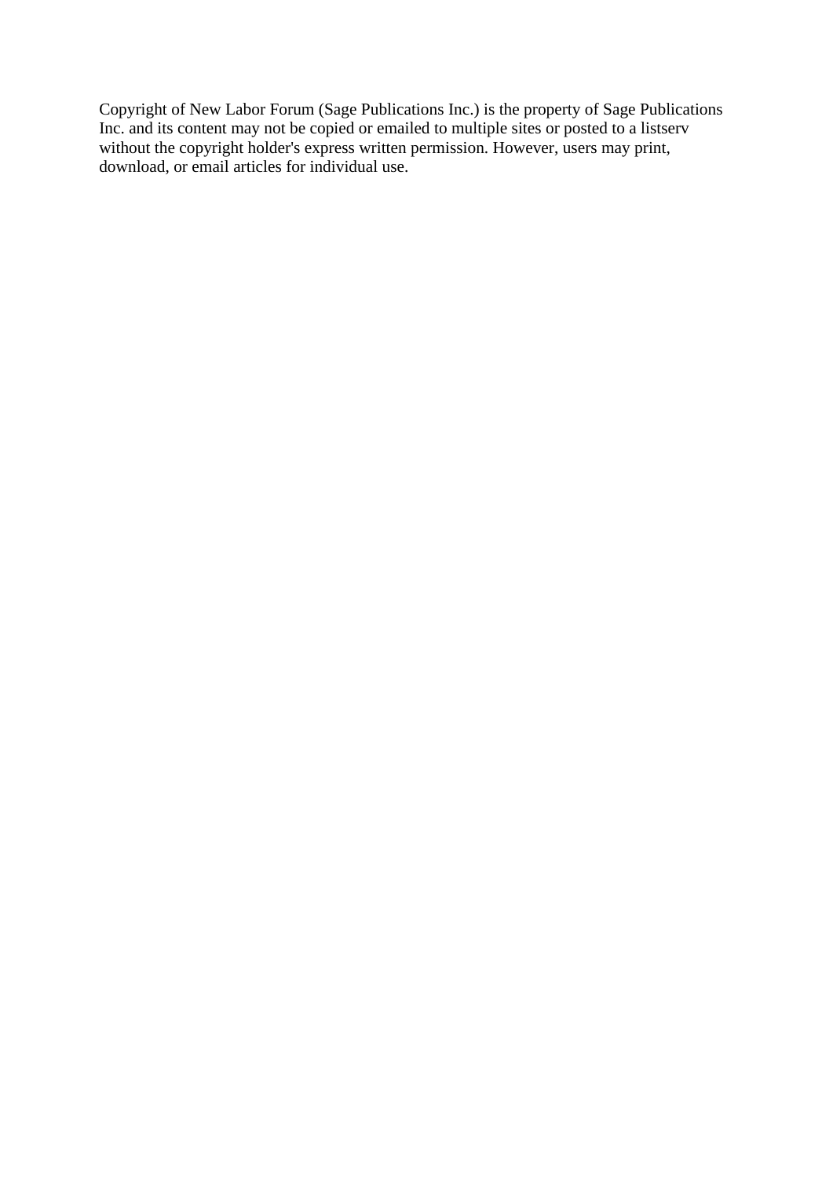Copyright of New Labor Forum (Sage Publications Inc.) is the property of Sage Publications Inc. and its content may not be copied or emailed to multiple sites or posted to a listserv without the copyright holder's express written permission. However, users may print, download, or email articles for individual use.